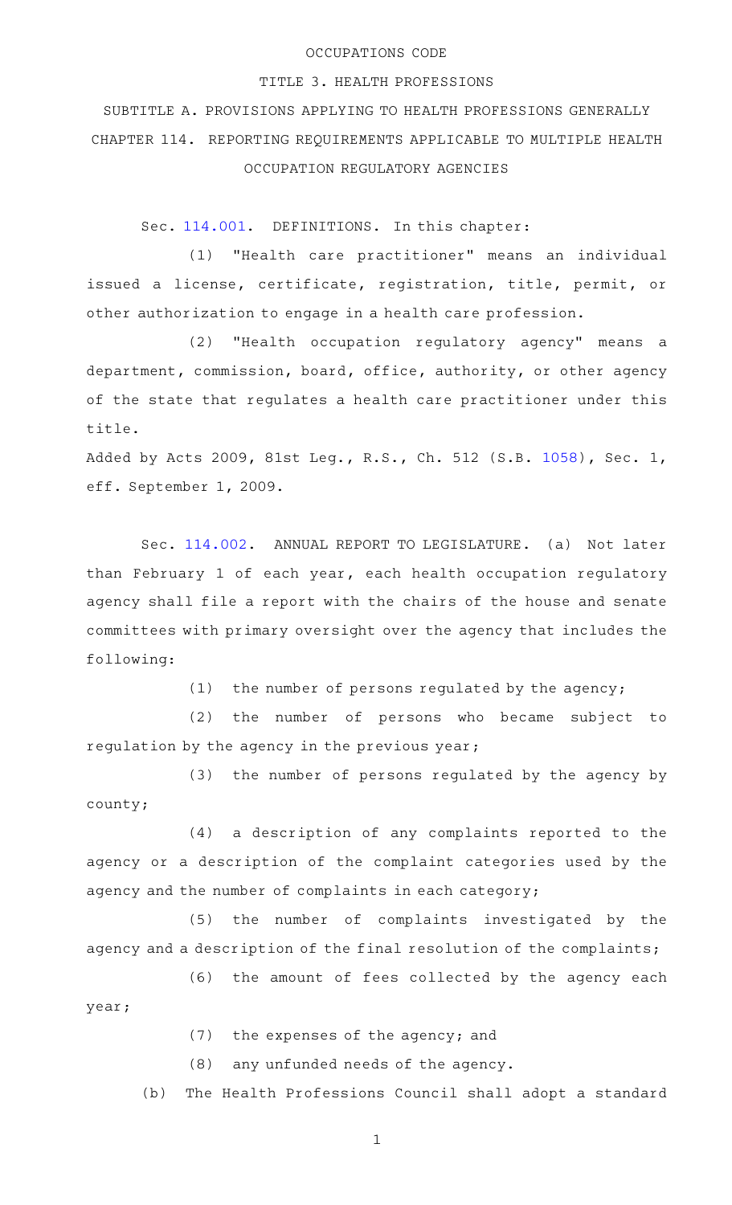# OCCUPATIONS CODE

## TITLE 3. HEALTH PROFESSIONS

## SUBTITLE A. PROVISIONS APPLYING TO HEALTH PROFESSIONS GENERALLY

## CHAPTER 114. REPORTING REQUIREMENTS APPLICABLE TO MULTIPLE HEALTH OCCUPATION REGULATORY AGENCIES

Sec. 114.001. DEFINITIONS. In this chapter:

(1) "Health care practitioner" means an individual issued a license, certificate, registration, title, permit, or other authorization to engage in a health care profession.

(2) "Health occupation regulatory agency" means a department, commission, board, office, authority, or other agency of the state that regulates a health care practitioner under this title.

Added by Acts 2009, 81st Leg., R.S., Ch. 512 (S.B. 1058), Sec. 1, eff. September 1, 2009.

Sec. 114.002. ANNUAL REPORT TO LEGISLATURE. (a) Not later than February 1 of each year, each health occupation regulatory agency shall file a report with the chairs of the house and senate committees with primary oversight over the agency that includes the following:

(1) the number of persons regulated by the agency;

(2) the number of persons who became subject to regulation by the agency in the previous year;

(3) the number of persons regulated by the agency by county;

(4) a description of any complaints reported to the agency or a description of the complaint categories used by the agency and the number of complaints in each category;

(5) the number of complaints investigated by the agency and a description of the final resolution of the complaints;

(6) the amount of fees collected by the agency each year;

(7) the expenses of the agency; and

(8) any unfunded needs of the agency.

(b) The Health Professions Council shall adopt a standard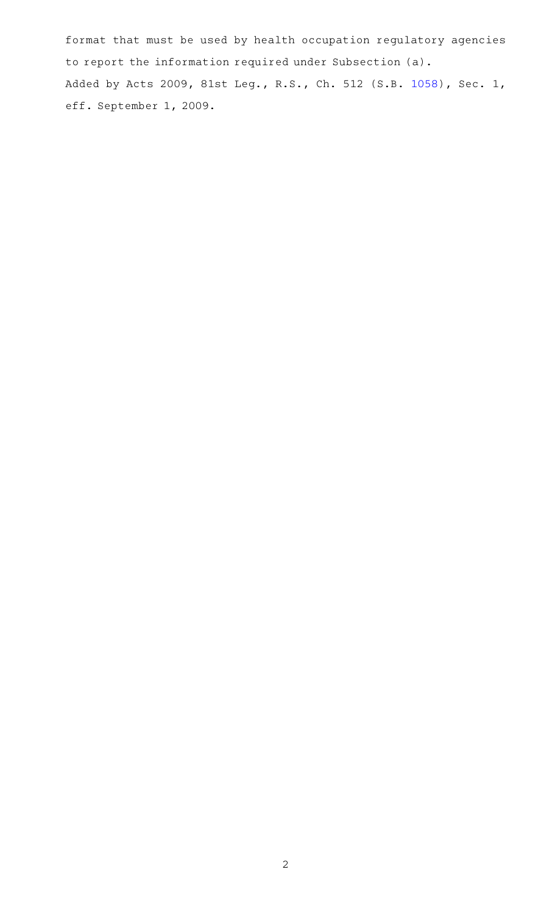format that must be used by health occupation regulatory agencies to report the information required under Subsection (a).

Added by Acts 2009, 81st Leg., R.S., Ch. 512 (S.B. 1058), Sec. 1, eff. September 1, 2009.